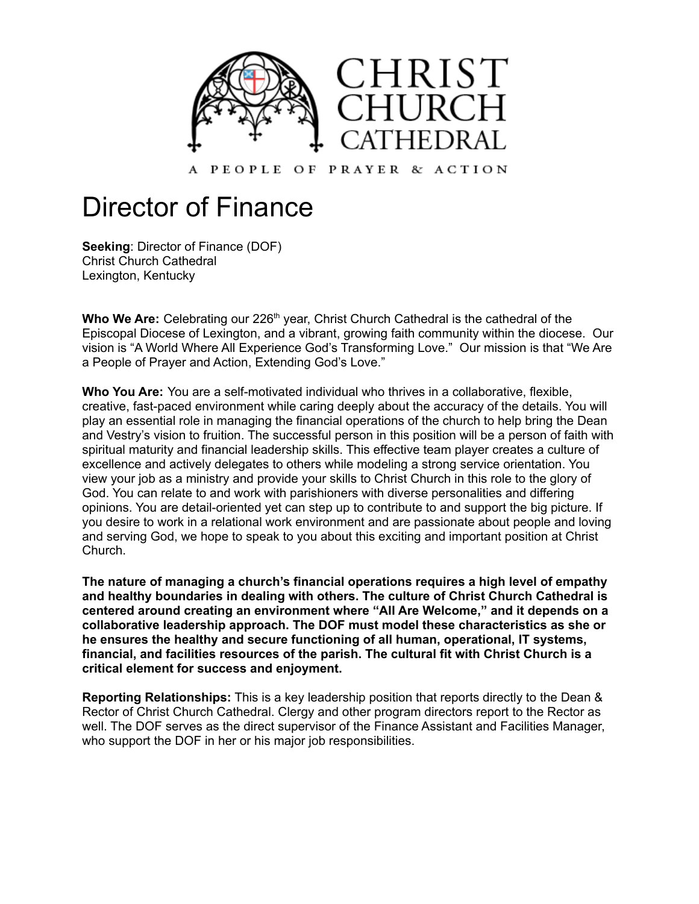CHRIST CHURCH CATHEDRAL

A PEOPLE OF PRAYER & ACTION

# Director of Finance

**Seeking**: Director of Finance (DOF)
Christ Church Cathedral
Lexington, Kentucky

**Who We Are:** Celebrating our 226th year, Christ Church Cathedral is the cathedral of the Episcopal Diocese of Lexington, and a vibrant, growing faith community within the diocese. Our vision is "A World Where All Experience God's Transforming Love." Our mission is that "We Are a People of Prayer and Action, Extending God's Love."

**Who You Are:** You are a self-motivated individual who thrives in a collaborative, flexible, creative, fast-paced environment while caring deeply about the accuracy of the details. You will play an essential role in managing the financial operations of the church to help bring the Dean and Vestry's vision to fruition. The successful person in this position will be a person of faith with spiritual maturity and financial leadership skills. This effective team player creates a culture of excellence and actively delegates to others while modeling a strong service orientation. You view your job as a ministry and provide your skills to Christ Church in this role to the glory of God. You can relate to and work with parishioners with diverse personalities and differing opinions. You are detail-oriented yet can step up to contribute to and support the big picture. If you desire to work in a relational work environment and are passionate about people and loving and serving God, we hope to speak to you about this exciting and important position at Christ Church.

**The nature of managing a church's financial operations requires a high level of empathy and healthy boundaries in dealing with others. The culture of Christ Church Cathedral is centered around creating an environment where "All Are Welcome," and it depends on a collaborative leadership approach. The DOF must model these characteristics as she or he ensures the healthy and secure functioning of all human, operational, IT systems, financial, and facilities resources of the parish. The cultural fit with Christ Church is a critical element for success and enjoyment.**

**Reporting Relationships:** This is a key leadership position that reports directly to the Dean & Rector of Christ Church Cathedral. Clergy and other program directors report to the Rector as well. The DOF serves as the direct supervisor of the Finance Assistant and Facilities Manager, who support the DOF in her or his major job responsibilities.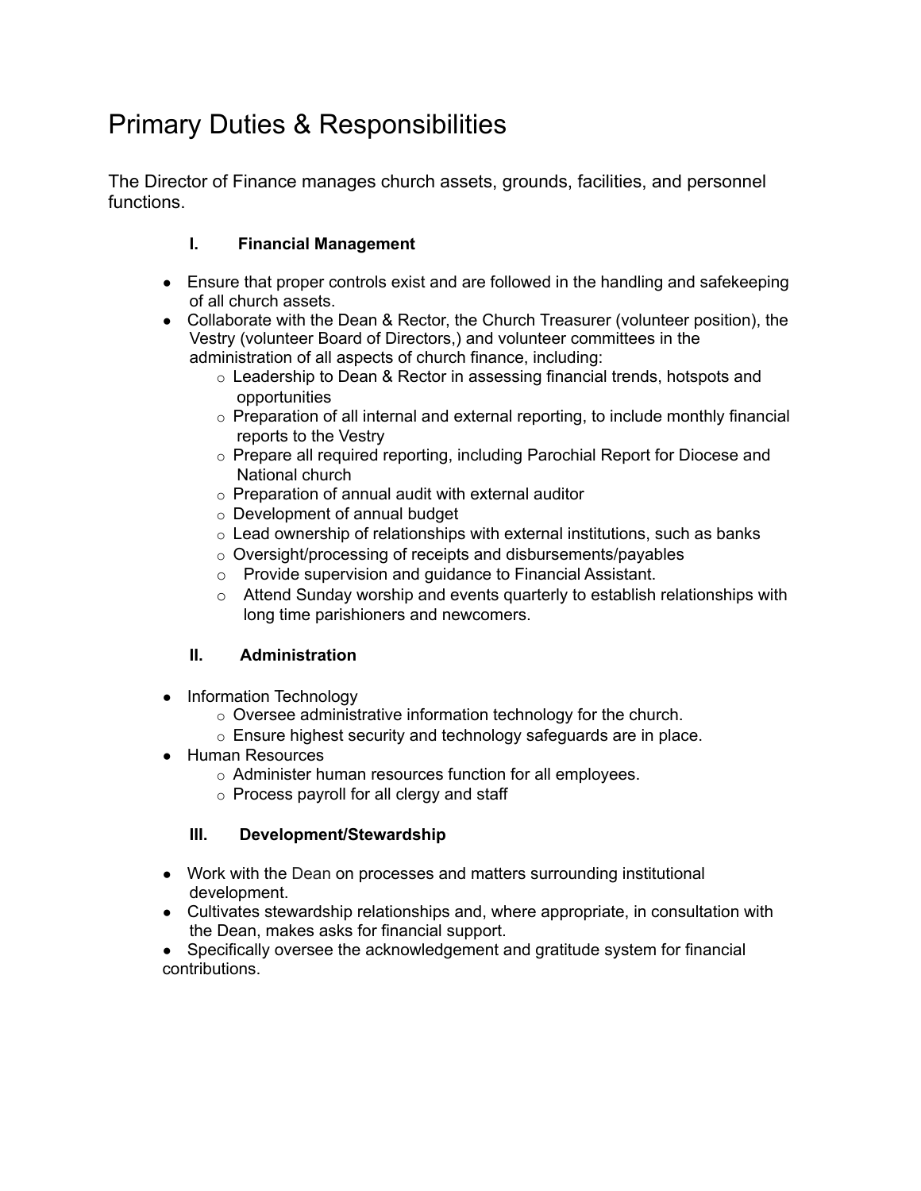# Primary Duties & Responsibilities

The Director of Finance manages church assets, grounds, facilities, and personnel functions.

## I. Financial Management

- Ensure that proper controls exist and are followed in the handling and safekeeping of all church assets.
- Collaborate with the Dean & Rector, the Church Treasurer (volunteer position), the Vestry (volunteer Board of Directors,) and volunteer committees in the administration of all aspects of church finance, including:
  - Leadership to Dean & Rector in assessing financial trends, hotspots and opportunities
  - Preparation of all internal and external reporting, to include monthly financial reports to the Vestry
  - Prepare all required reporting, including Parochial Report for Diocese and National church
  - Preparation of annual audit with external auditor
  - Development of annual budget
  - Lead ownership of relationships with external institutions, such as banks
  - Oversight/processing of receipts and disbursements/payables
  - Provide supervision and guidance to Financial Assistant.
  - Attend Sunday worship and events quarterly to establish relationships with long time parishioners and newcomers.

## II. Administration

- Information Technology
  - Oversee administrative information technology for the church.
  - Ensure highest security and technology safeguards are in place.
- Human Resources
  - Administer human resources function for all employees.
  - Process payroll for all clergy and staff

## III. Development/Stewardship

- Work with the Dean on processes and matters surrounding institutional development.
- Cultivates stewardship relationships and, where appropriate, in consultation with the Dean, makes asks for financial support.
- Specifically oversee the acknowledgement and gratitude system for financial contributions.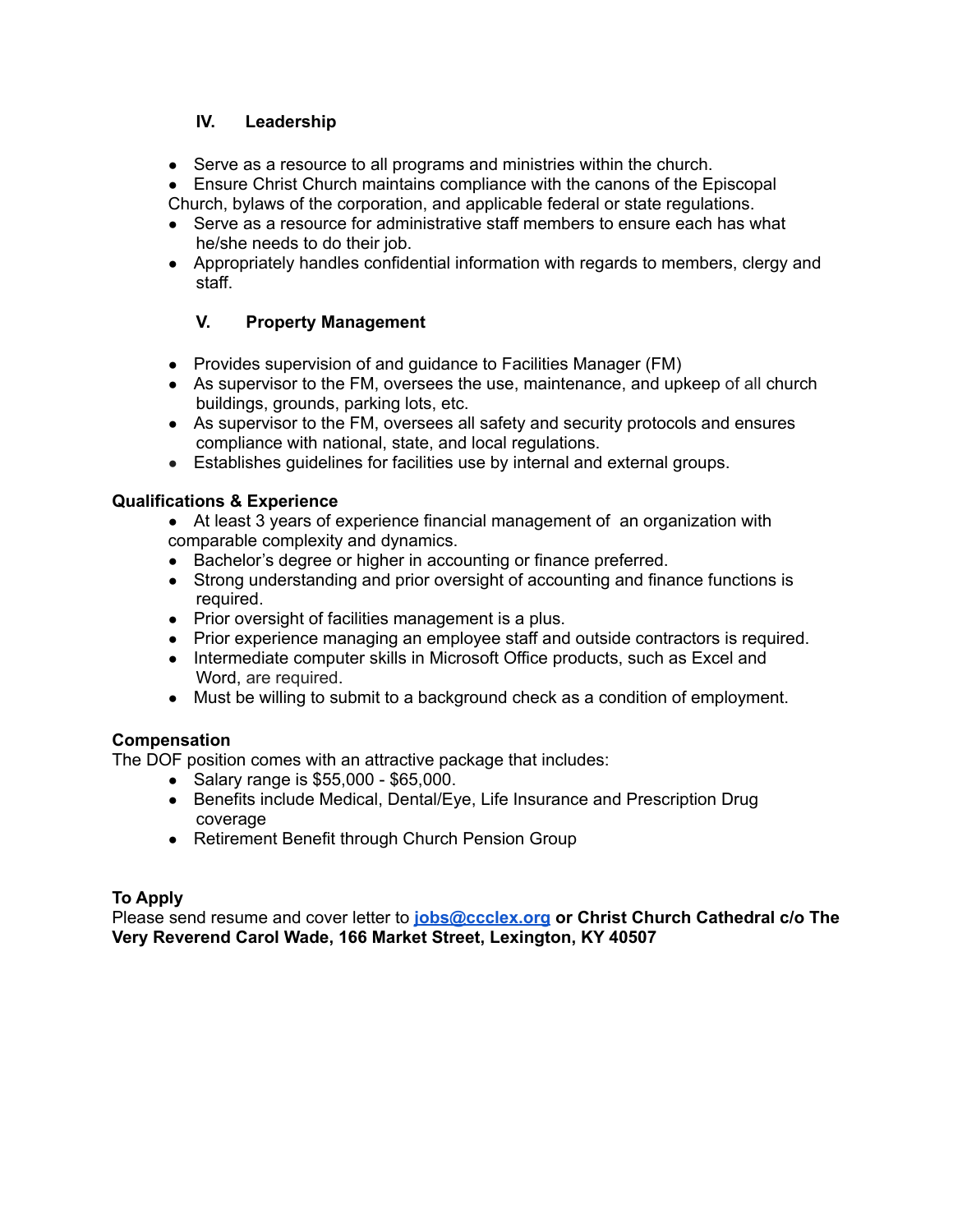### IV. Leadership

- Serve as a resource to all programs and ministries within the church.
- Ensure Christ Church maintains compliance with the canons of the Episcopal Church, bylaws of the corporation, and applicable federal or state regulations.
- Serve as a resource for administrative staff members to ensure each has what he/she needs to do their job.
- Appropriately handles confidential information with regards to members, clergy and staff.

### V. Property Management

- Provides supervision of and guidance to Facilities Manager (FM)
- As supervisor to the FM, oversees the use, maintenance, and upkeep of all church buildings, grounds, parking lots, etc.
- As supervisor to the FM, oversees all safety and security protocols and ensures compliance with national, state, and local regulations.
- Establishes guidelines for facilities use by internal and external groups.

**Qualifications & Experience**

- At least 3 years of experience financial management of an organization with comparable complexity and dynamics.
- Bachelor's degree or higher in accounting or finance preferred.
- Strong understanding and prior oversight of accounting and finance functions is required.
- Prior oversight of facilities management is a plus.
- Prior experience managing an employee staff and outside contractors is required.
- Intermediate computer skills in Microsoft Office products, such as Excel and Word, are required.
- Must be willing to submit to a background check as a condition of employment.

**Compensation**

The DOF position comes with an attractive package that includes:

- Salary range is $55,000 - $65,000.
- Benefits include Medical, Dental/Eye, Life Insurance and Prescription Drug coverage
- Retirement Benefit through Church Pension Group

**To Apply**

Please send resume and cover letter to **jobs@ccclex.org** **or Christ Church Cathedral c/o The Very Reverend Carol Wade, 166 Market Street, Lexington, KY 40507**